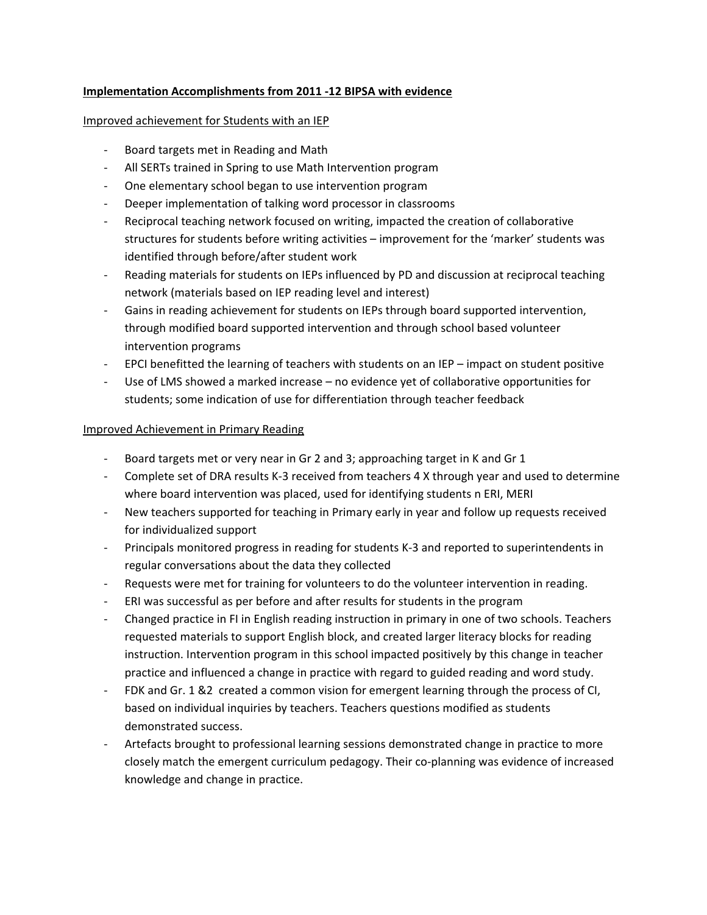**Implementation Accomplishments from 2011 -12 BIPSA with evidence**

Improved achievement for Students with an IEP

- Board targets met in Reading and Math
- All SERTs trained in Spring to use Math Intervention program
- One elementary school began to use intervention program
- Deeper implementation of talking word processor in classrooms
- Reciprocal teaching network focused on writing, impacted the creation of collaborative structures for students before writing activities – improvement for the 'marker' students was identified through before/after student work
- Reading materials for students on IEPs influenced by PD and discussion at reciprocal teaching network (materials based on IEP reading level and interest)
- Gains in reading achievement for students on IEPs through board supported intervention, through modified board supported intervention and through school based volunteer intervention programs
- EPCI benefitted the learning of teachers with students on an IEP – impact on student positive
- Use of LMS showed a marked increase – no evidence yet of collaborative opportunities for students; some indication of use for differentiation through teacher feedback

Improved Achievement in Primary Reading

- Board targets met or very near in Gr 2 and 3; approaching target in K and Gr 1
- Complete set of DRA results K-3 received from teachers 4 X through year and used to determine where board intervention was placed, used for identifying students n ERI, MERI
- New teachers supported for teaching in Primary early in year and follow up requests received for individualized support
- Principals monitored progress in reading for students K-3 and reported to superintendents in regular conversations about the data they collected
- Requests were met for training for volunteers to do the volunteer intervention in reading.
- ERI was successful as per before and after results for students in the program
- Changed practice in FI in English reading instruction in primary in one of two schools. Teachers requested materials to support English block, and created larger literacy blocks for reading instruction. Intervention program in this school impacted positively by this change in teacher practice and influenced a change in practice with regard to guided reading and word study.
- FDK and Gr. 1 &2 created a common vision for emergent learning through the process of CI, based on individual inquiries by teachers. Teachers questions modified as students demonstrated success.
- Artefacts brought to professional learning sessions demonstrated change in practice to more closely match the emergent curriculum pedagogy. Their co-planning was evidence of increased knowledge and change in practice.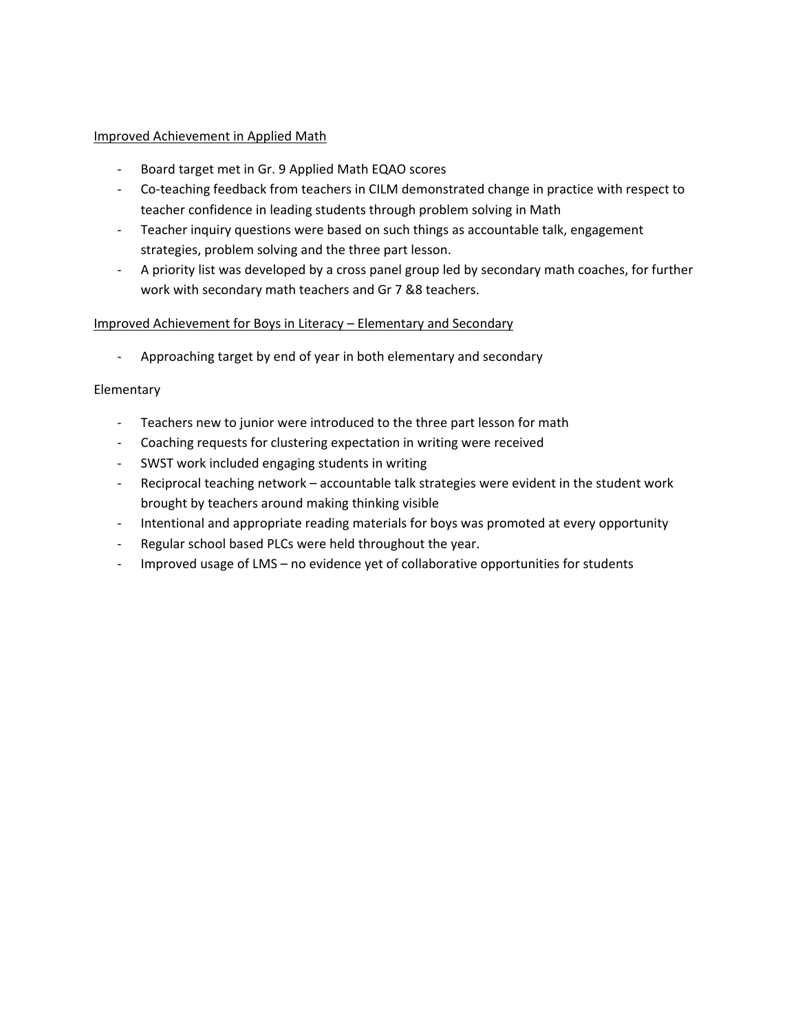Improved Achievement in Applied Math

- Board target met in Gr. 9 Applied Math EQAO scores
- Co-teaching feedback from teachers in CILM demonstrated change in practice with respect to teacher confidence in leading students through problem solving in Math
- Teacher inquiry questions were based on such things as accountable talk, engagement strategies, problem solving and the three part lesson.
- A priority list was developed by a cross panel group led by secondary math coaches, for further work with secondary math teachers and Gr 7 &8 teachers.

Improved Achievement for Boys in Literacy – Elementary and Secondary

- Approaching target by end of year in both elementary and secondary

Elementary

- Teachers new to junior were introduced to the three part lesson for math
- Coaching requests for clustering expectation in writing were received
- SWST work included engaging students in writing
- Reciprocal teaching network – accountable talk strategies were evident in the student work brought by teachers around making thinking visible
- Intentional and appropriate reading materials for boys was promoted at every opportunity
- Regular school based PLCs were held throughout the year.
- Improved usage of LMS – no evidence yet of collaborative opportunities for students